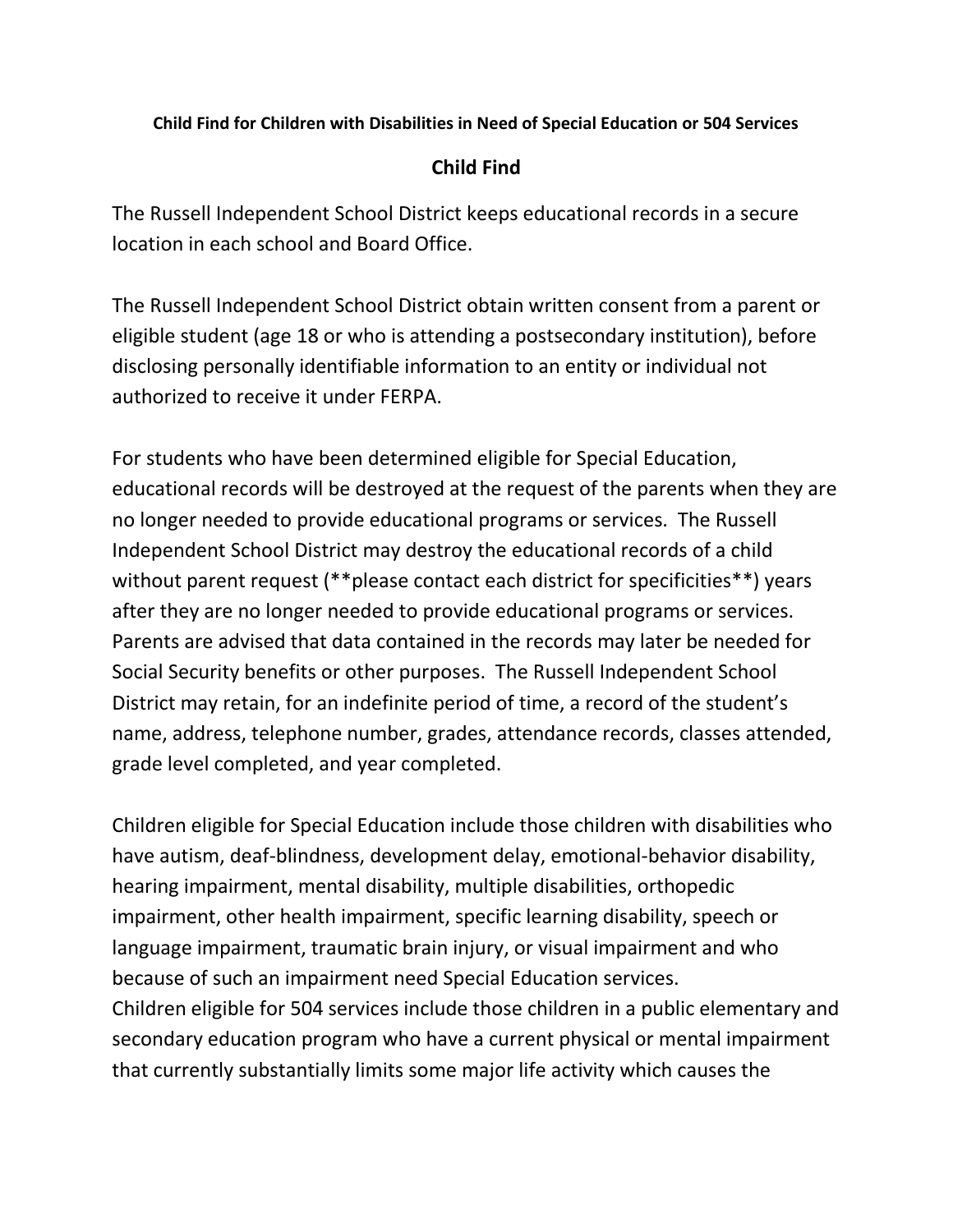**Child Find for Children with Disabilities in Need of Special Education or 504 Services**

## Child Find

The Russell Independent School District keeps educational records in a secure location in each school and Board Office.

The Russell Independent School District obtain written consent from a parent or eligible student (age 18 or who is attending a postsecondary institution), before disclosing personally identifiable information to an entity or individual not authorized to receive it under FERPA.

For students who have been determined eligible for Special Education, educational records will be destroyed at the request of the parents when they are no longer needed to provide educational programs or services. The Russell Independent School District may destroy the educational records of a child without parent request (**please contact each district for specificities**) years after they are no longer needed to provide educational programs or services. Parents are advised that data contained in the records may later be needed for Social Security benefits or other purposes. The Russell Independent School District may retain, for an indefinite period of time, a record of the student's name, address, telephone number, grades, attendance records, classes attended, grade level completed, and year completed.

Children eligible for Special Education include those children with disabilities who have autism, deaf-blindness, development delay, emotional-behavior disability, hearing impairment, mental disability, multiple disabilities, orthopedic impairment, other health impairment, specific learning disability, speech or language impairment, traumatic brain injury, or visual impairment and who because of such an impairment need Special Education services.
Children eligible for 504 services include those children in a public elementary and secondary education program who have a current physical or mental impairment that currently substantially limits some major life activity which causes the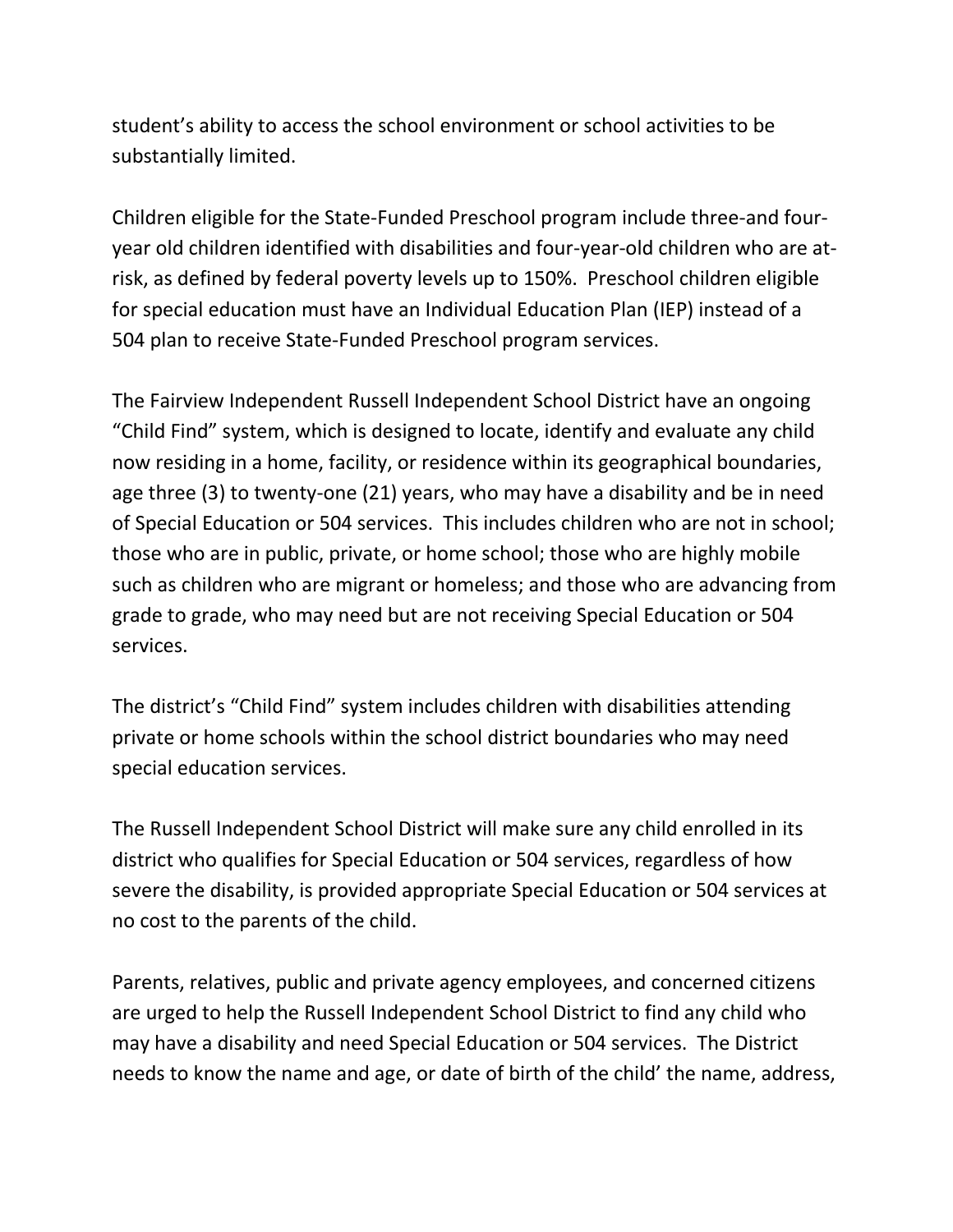student’s ability to access the school environment or school activities to be substantially limited.

Children eligible for the State-Funded Preschool program include three-and four-year old children identified with disabilities and four-year-old children who are at-risk, as defined by federal poverty levels up to 150%. Preschool children eligible for special education must have an Individual Education Plan (IEP) instead of a 504 plan to receive State-Funded Preschool program services.

The Fairview Independent Russell Independent School District have an ongoing “Child Find” system, which is designed to locate, identify and evaluate any child now residing in a home, facility, or residence within its geographical boundaries, age three (3) to twenty-one (21) years, who may have a disability and be in need of Special Education or 504 services. This includes children who are not in school; those who are in public, private, or home school; those who are highly mobile such as children who are migrant or homeless; and those who are advancing from grade to grade, who may need but are not receiving Special Education or 504 services.

The district’s “Child Find” system includes children with disabilities attending private or home schools within the school district boundaries who may need special education services.

The Russell Independent School District will make sure any child enrolled in its district who qualifies for Special Education or 504 services, regardless of how severe the disability, is provided appropriate Special Education or 504 services at no cost to the parents of the child.

Parents, relatives, public and private agency employees, and concerned citizens are urged to help the Russell Independent School District to find any child who may have a disability and need Special Education or 504 services. The District needs to know the name and age, or date of birth of the child’ the name, address,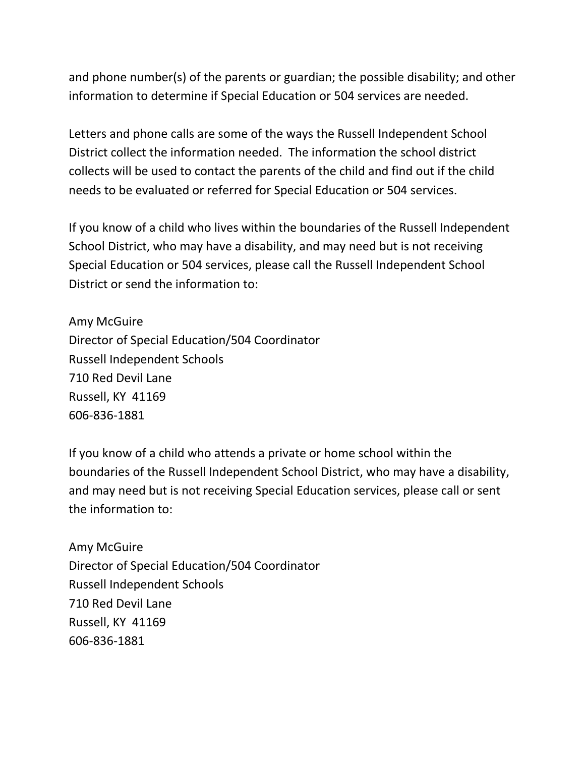and phone number(s) of the parents or guardian; the possible disability; and other information to determine if Special Education or 504 services are needed.

Letters and phone calls are some of the ways the Russell Independent School District collect the information needed. The information the school district collects will be used to contact the parents of the child and find out if the child needs to be evaluated or referred for Special Education or 504 services.

If you know of a child who lives within the boundaries of the Russell Independent School District, who may have a disability, and may need but is not receiving Special Education or 504 services, please call the Russell Independent School District or send the information to:

Amy McGuire
Director of Special Education/504 Coordinator
Russell Independent Schools
710 Red Devil Lane
Russell, KY 41169
606-836-1881

If you know of a child who attends a private or home school within the boundaries of the Russell Independent School District, who may have a disability, and may need but is not receiving Special Education services, please call or sent the information to:

Amy McGuire
Director of Special Education/504 Coordinator
Russell Independent Schools
710 Red Devil Lane
Russell, KY 41169
606-836-1881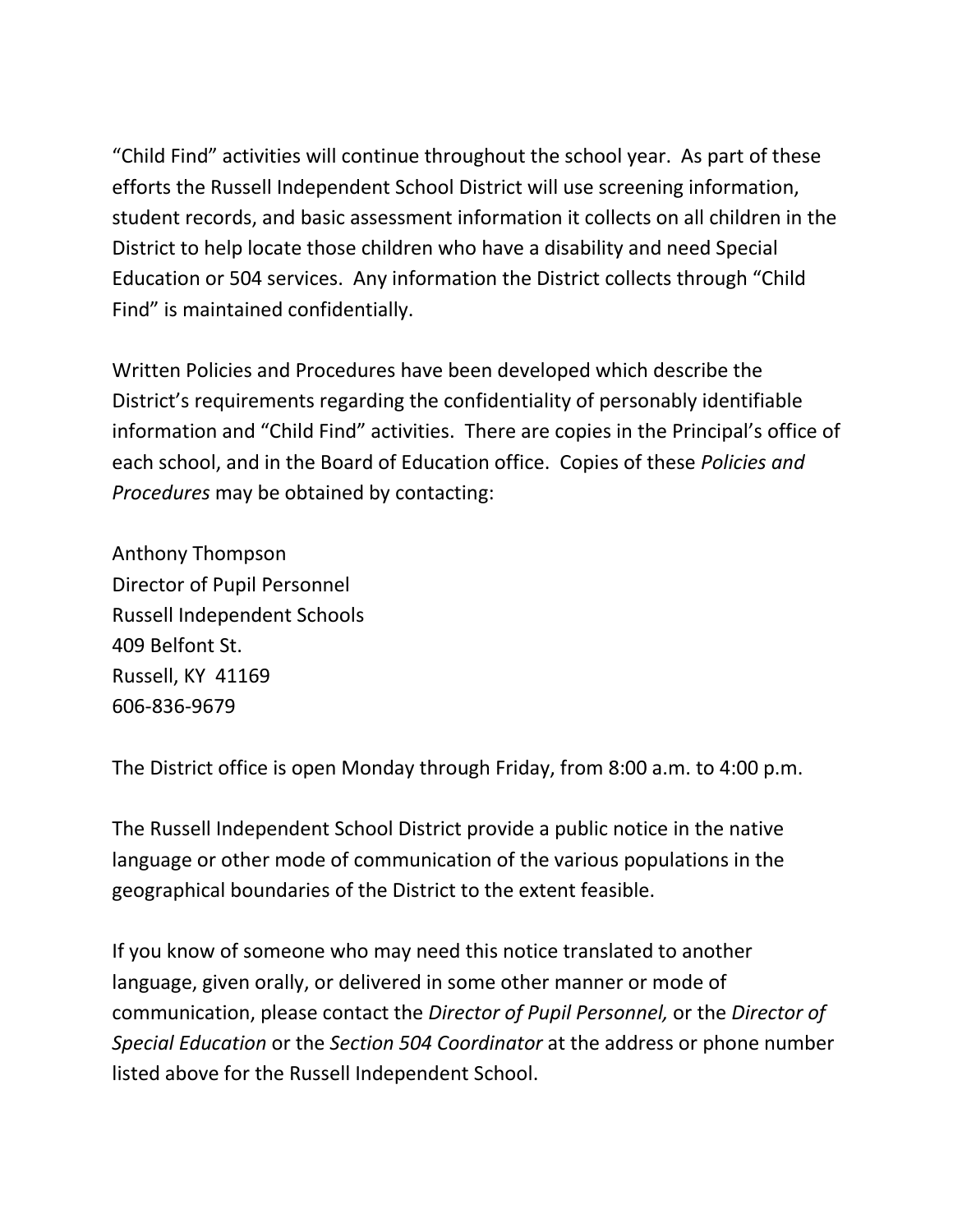"Child Find" activities will continue throughout the school year. As part of these efforts the Russell Independent School District will use screening information, student records, and basic assessment information it collects on all children in the District to help locate those children who have a disability and need Special Education or 504 services. Any information the District collects through "Child Find" is maintained confidentially.

Written Policies and Procedures have been developed which describe the District's requirements regarding the confidentiality of personably identifiable information and "Child Find" activities. There are copies in the Principal's office of each school, and in the Board of Education office. Copies of these *Policies and Procedures* may be obtained by contacting:

Anthony Thompson  
Director of Pupil Personnel  
Russell Independent Schools  
409 Belfont St.  
Russell, KY 41169  
606-836-9679

The District office is open Monday through Friday, from 8:00 a.m. to 4:00 p.m.

The Russell Independent School District provide a public notice in the native language or other mode of communication of the various populations in the geographical boundaries of the District to the extent feasible.

If you know of someone who may need this notice translated to another language, given orally, or delivered in some other manner or mode of communication, please contact the *Director of Pupil Personnel,* or the *Director of Special Education* or the *Section 504 Coordinator* at the address or phone number listed above for the Russell Independent School.